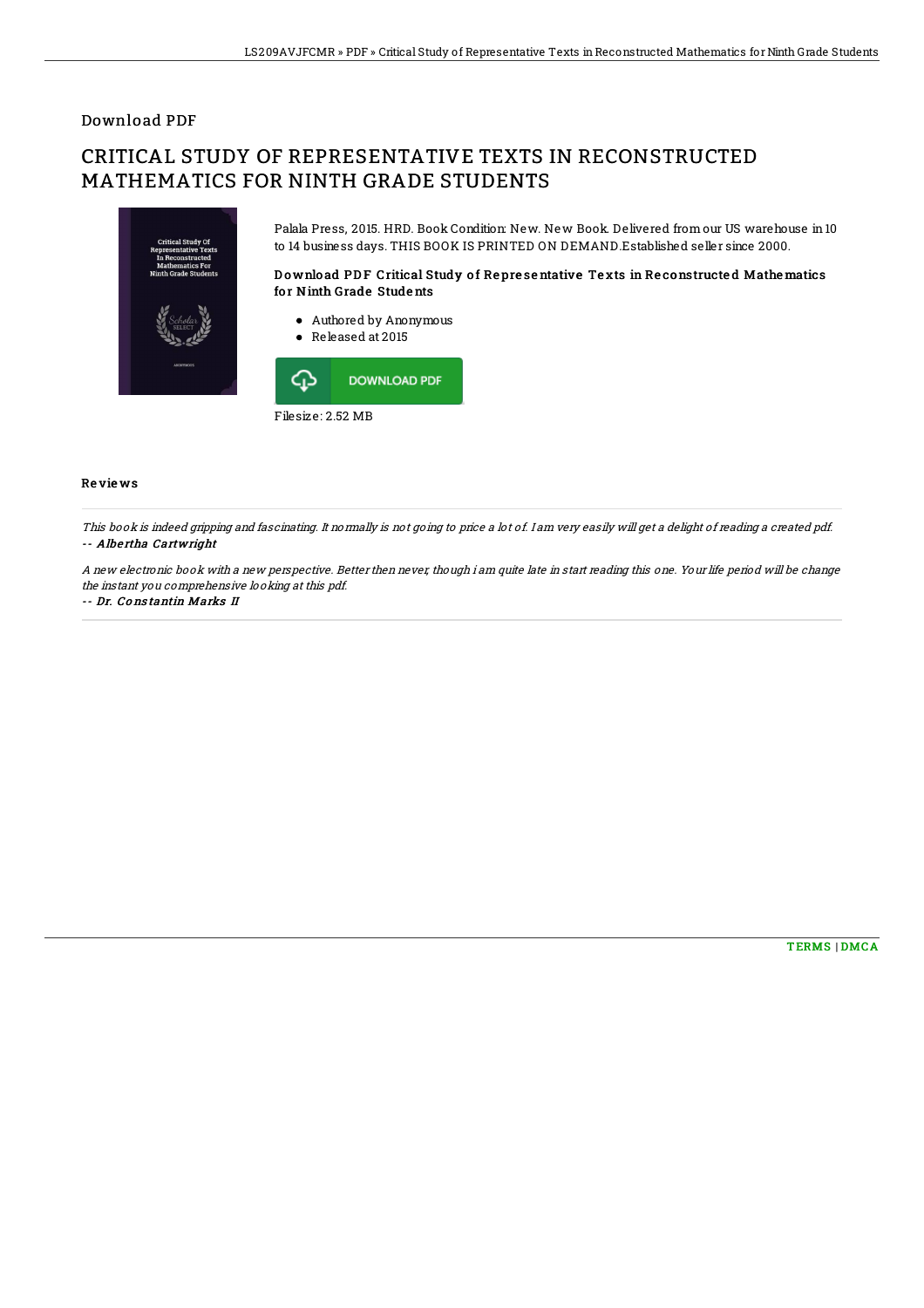Download PDF

# CRITICAL STUDY OF REPRESENTATIVE TEXTS IN RECONSTRUCTED MATHEMATICS FOR NINTH GRADE STUDENTS

Palala Press, 2015. HRD. Book Condition: New. New Book. Delivered from our US warehouse in 10 to 14 business days. THIS BOOK IS PRINTED ON DEMAND.Established seller since 2000.

### Download PDF Critical Study of Representative Texts in Reconstructed Mathematics for Ninth Grade Students

- Authored by Anonymous
- Released at 2015

DOWNLOAD PDF

Filesize: 2.52 MB

## Reviews

*This book is indeed gripping and fascinating. It normally is not going to price a lot of. I am very easily will get a delight of reading a created pdf.*
-- *Albertha Cartwright*

*A new electronic book with a new perspective. Better then never, though i am quite late in start reading this one. Your life period will be change the instant you comprehensive looking at this pdf.*
-- *Dr. Constantin Marks II*

TERMS | DMCA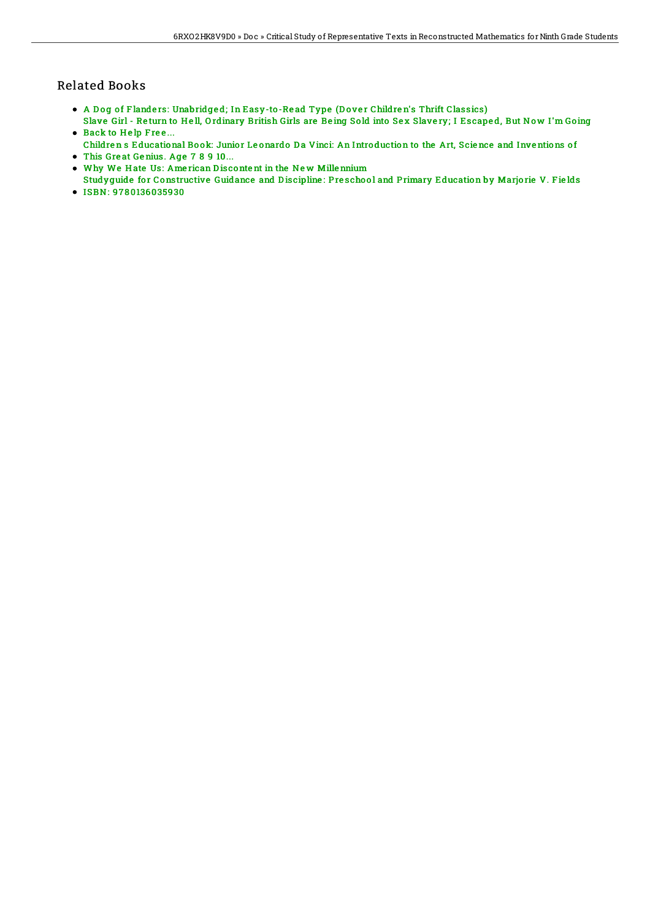## Related Books

- A Dog of Flanders: Unabridged; In Easy-to-Read Type (Dover Children's Thrift Classics)
- Slave Girl - Return to Hell, Ordinary British Girls are Being Sold into Sex Slavery; I Escaped, But Now I'm Going Back to Help Free...
- Children s Educational Book: Junior Leonardo Da Vinci: An Introduction to the Art, Science and Inventions of This Great Genius. Age 7 8 9 10...
- Why We Hate Us: American Discontent in the New Millennium
- Studyguide for Constructive Guidance and Discipline: Preschool and Primary Education by Marjorie V. Fields ISBN: 9780136035930